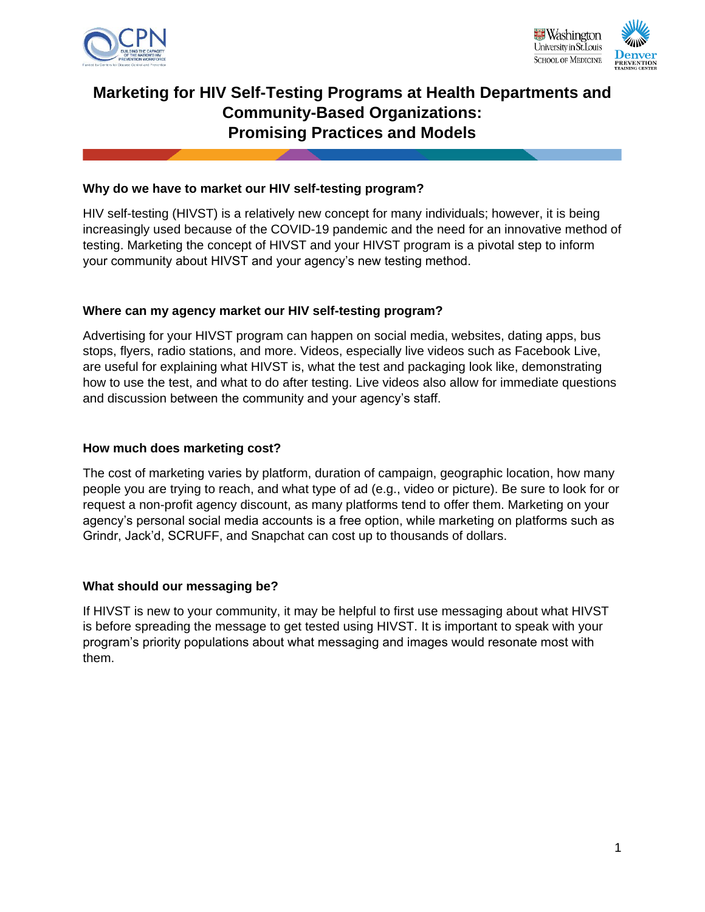# Marketing for HIV Self-Testing Programs at Health Departments and Community-Based Organizations: Promising Practices and Models

**Why do we have to market our HIV self-testing program?**

HIV self-testing (HIVST) is a relatively new concept for many individuals; however, it is being increasingly used because of the COVID-19 pandemic and the need for an innovative method of testing. Marketing the concept of HIVST and your HIVST program is a pivotal step to inform your community about HIVST and your agency's new testing method.

**Where can my agency market our HIV self-testing program?**

Advertising for your HIVST program can happen on social media, websites, dating apps, bus stops, flyers, radio stations, and more. Videos, especially live videos such as Facebook Live, are useful for explaining what HIVST is, what the test and packaging look like, demonstrating how to use the test, and what to do after testing. Live videos also allow for immediate questions and discussion between the community and your agency's staff.

**How much does marketing cost?**

The cost of marketing varies by platform, duration of campaign, geographic location, how many people you are trying to reach, and what type of ad (e.g., video or picture). Be sure to look for or request a non-profit agency discount, as many platforms tend to offer them. Marketing on your agency's personal social media accounts is a free option, while marketing on platforms such as Grindr, Jack'd, SCRUFF, and Snapchat can cost up to thousands of dollars.

**What should our messaging be?**

If HIVST is new to your community, it may be helpful to first use messaging about what HIVST is before spreading the message to get tested using HIVST. It is important to speak with your program's priority populations about what messaging and images would resonate most with them.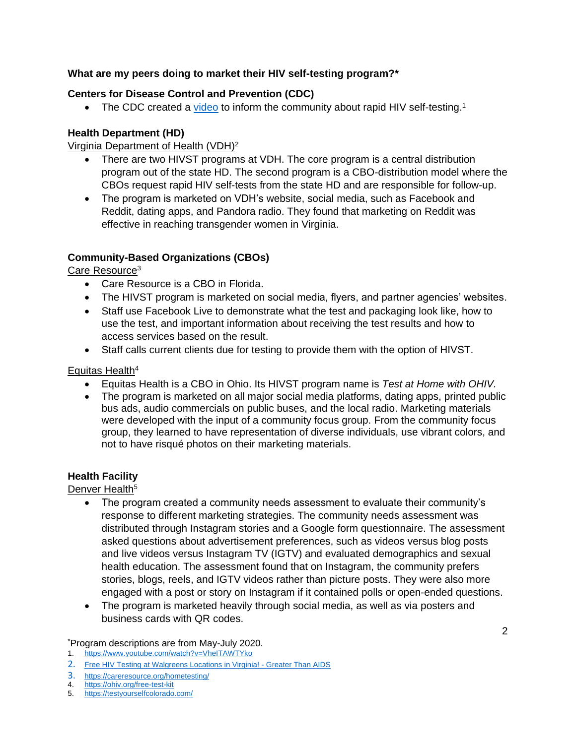**What are my peers doing to market their HIV self-testing program?***

**Centers for Disease Control and Prevention (CDC)**

- The CDC created a video to inform the community about rapid HIV self-testing.[1]

**Health Department (HD)**

Virginia Department of Health (VDH)[2]

- There are two HIVST programs at VDH. The core program is a central distribution program out of the state HD. The second program is a CBO-distribution model where the CBOs request rapid HIV self-tests from the state HD and are responsible for follow-up.
- The program is marketed on VDH's website, social media, such as Facebook and Reddit, dating apps, and Pandora radio. They found that marketing on Reddit was effective in reaching transgender women in Virginia.

**Community-Based Organizations (CBOs)**

Care Resource[3]

- Care Resource is a CBO in Florida.
- The HIVST program is marketed on social media, flyers, and partner agencies' websites.
- Staff use Facebook Live to demonstrate what the test and packaging look like, how to use the test, and important information about receiving the test results and how to access services based on the result.
- Staff calls current clients due for testing to provide them with the option of HIVST.

Equitas Health[4]

- Equitas Health is a CBO in Ohio. Its HIVST program name is *Test at Home with OHIV.*
- The program is marketed on all major social media platforms, dating apps, printed public bus ads, audio commercials on public buses, and the local radio. Marketing materials were developed with the input of a community focus group. From the community focus group, they learned to have representation of diverse individuals, use vibrant colors, and not to have risqué photos on their marketing materials.

**Health Facility**

Denver Health[5]

- The program created a community needs assessment to evaluate their community's response to different marketing strategies. The community needs assessment was distributed through Instagram stories and a Google form questionnaire. The assessment asked questions about advertisement preferences, such as videos versus blog posts and live videos versus Instagram TV (IGTV) and evaluated demographics and sexual health education. The assessment found that on Instagram, the community prefers stories, blogs, reels, and IGTV videos rather than picture posts. They were also more engaged with a post or story on Instagram if it contained polls or open-ended questions.
- The program is marketed heavily through social media, as well as via posters and business cards with QR codes.

*Program descriptions are from May-July 2020.

1. https://www.youtube.com/watch?v=VheITAWTYko
2. Free HIV Testing at Walgreens Locations in Virginia! - Greater Than AIDS
3. https://careresource.org/hometesting/
4. https://ohiv.org/free-test-kit
5. https://testyourselfcolorado.com/